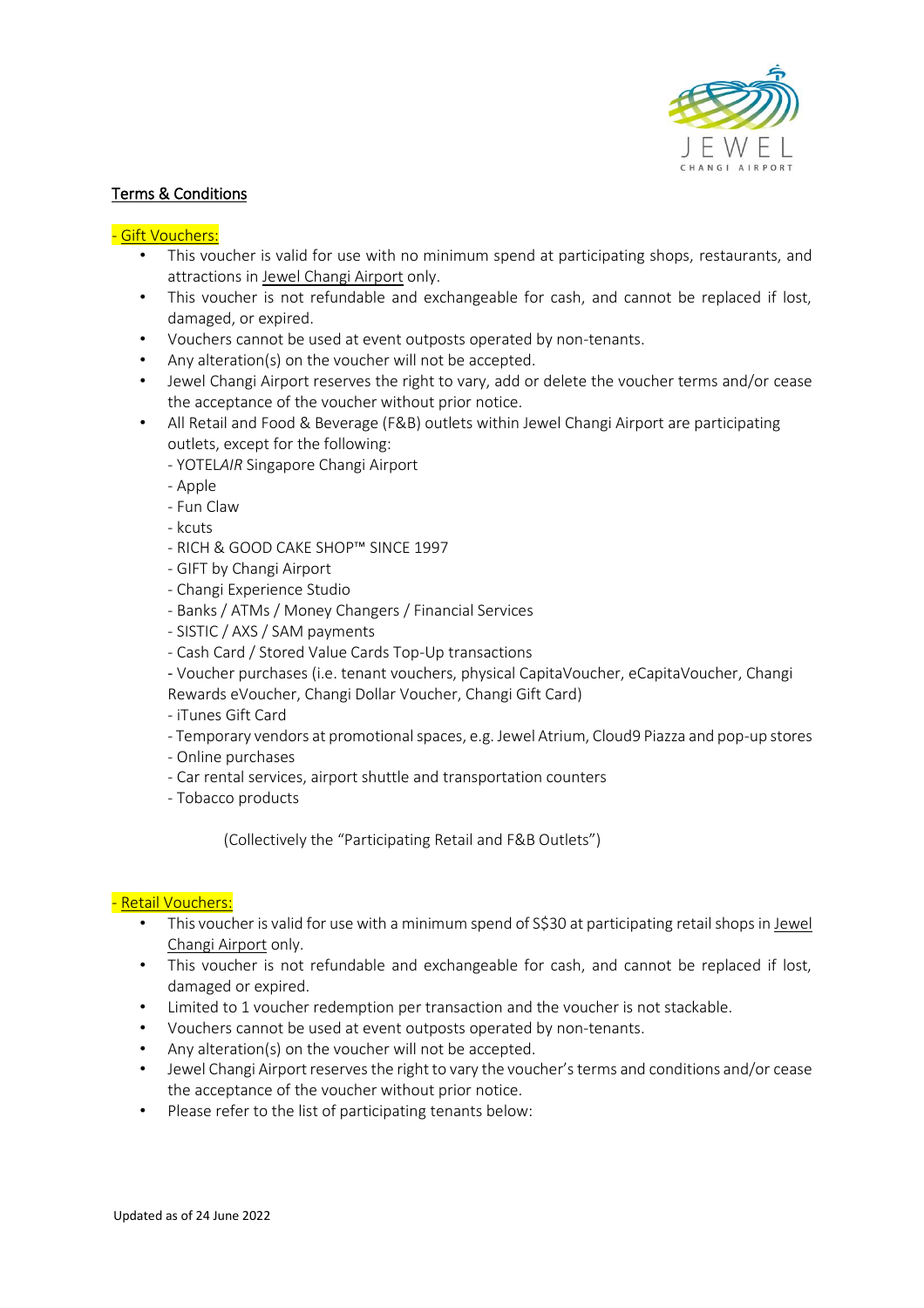## Terms & Conditions

### - Gift Vouchers:

- This voucher is valid for use with no minimum spend at participating shops, restaurants, and attractions in Jewel Changi Airport only.
- This voucher is not refundable and exchangeable for cash, and cannot be replaced if lost, damaged, or expired.
- Vouchers cannot be used at event outposts operated by non-tenants.
- Any alteration(s) on the voucher will not be accepted.
- Jewel Changi Airport reserves the right to vary, add or delete the voucher terms and/or cease the acceptance of the voucher without prior notice.
- All Retail and Food & Beverage (F&B) outlets within Jewel Changi Airport are participating outlets, except for the following:
  - YOTEL*AIR* Singapore Changi Airport
  - Apple
  - Fun Claw
  - kcuts
  - RICH & GOOD CAKE SHOP™ SINCE 1997
  - GIFT by Changi Airport
  - Changi Experience Studio
  - Banks / ATMs / Money Changers / Financial Services
  - SISTIC / AXS / SAM payments
  - Cash Card / Stored Value Cards Top-Up transactions
  - Voucher purchases (i.e. tenant vouchers, physical CapitaVoucher, eCapitaVoucher, Changi Rewards eVoucher, Changi Dollar Voucher, Changi Gift Card)
  - iTunes Gift Card
  - Temporary vendors at promotional spaces, e.g. Jewel Atrium, Cloud9 Piazza and pop-up stores
  - Online purchases
  - Car rental services, airport shuttle and transportation counters
  - Tobacco products

  (Collectively the "Participating Retail and F&B Outlets")

### - Retail Vouchers:

- This voucher is valid for use with a minimum spend of S$30 at participating retail shops in Jewel Changi Airport only.
- This voucher is not refundable and exchangeable for cash, and cannot be replaced if lost, damaged or expired.
- Limited to 1 voucher redemption per transaction and the voucher is not stackable.
- Vouchers cannot be used at event outposts operated by non-tenants.
- Any alteration(s) on the voucher will not be accepted.
- Jewel Changi Airport reserves the right to vary the voucher's terms and conditions and/or cease the acceptance of the voucher without prior notice.
- Please refer to the list of participating tenants below:

Updated as of 24 June 2022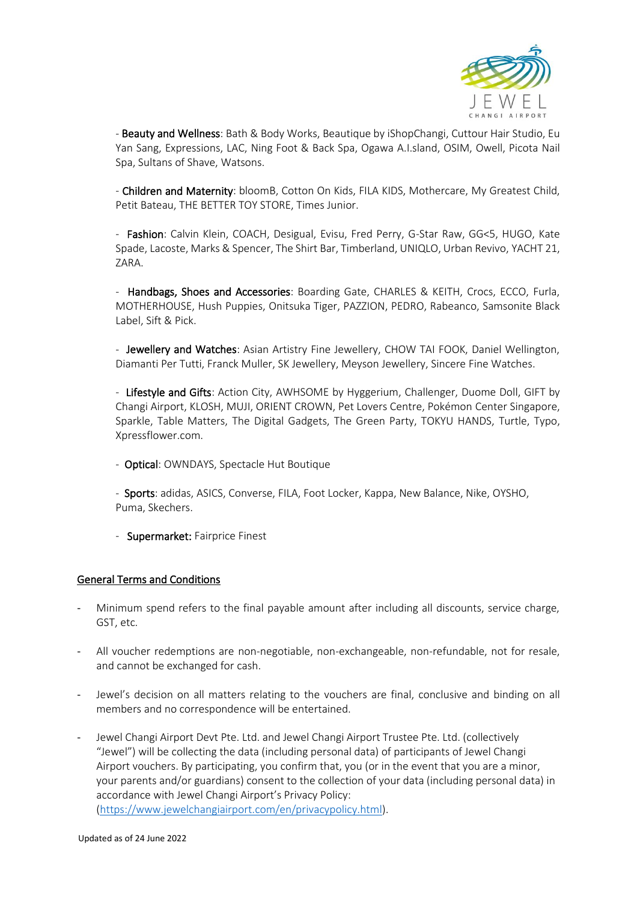- **Beauty and Wellness**: Bath & Body Works, Beautique by iShopChangi, Cuttour Hair Studio, Eu Yan Sang, Expressions, LAC, Ning Foot & Back Spa, Ogawa A.I.sland, OSIM, Owell, Picota Nail Spa, Sultans of Shave, Watsons.

- **Children and Maternity**: bloomB, Cotton On Kids, FILA KIDS, Mothercare, My Greatest Child, Petit Bateau, THE BETTER TOY STORE, Times Junior.

- **Fashion**: Calvin Klein, COACH, Desigual, Evisu, Fred Perry, G-Star Raw, GG<5, HUGO, Kate Spade, Lacoste, Marks & Spencer, The Shirt Bar, Timberland, UNIQLO, Urban Revivo, YACHT 21, ZARA.

- **Handbags, Shoes and Accessories**: Boarding Gate, CHARLES & KEITH, Crocs, ECCO, Furla, MOTHERHOUSE, Hush Puppies, Onitsuka Tiger, PAZZION, PEDRO, Rabeanco, Samsonite Black Label, Sift & Pick.

- **Jewellery and Watches**: Asian Artistry Fine Jewellery, CHOW TAI FOOK, Daniel Wellington, Diamanti Per Tutti, Franck Muller, SK Jewellery, Meyson Jewellery, Sincere Fine Watches.

- **Lifestyle and Gifts**: Action City, AWHSOME by Hyggerium, Challenger, Duome Doll, GIFT by Changi Airport, KLOSH, MUJI, ORIENT CROWN, Pet Lovers Centre, Pokémon Center Singapore, Sparkle, Table Matters, The Digital Gadgets, The Green Party, TOKYU HANDS, Turtle, Typo, Xpressflower.com.

- **Optical**: OWNDAYS, Spectacle Hut Boutique

- **Sports**: adidas, ASICS, Converse, FILA, Foot Locker, Kappa, New Balance, Nike, OYSHO, Puma, Skechers.

- **Supermarket:** Fairprice Finest

## General Terms and Conditions

- Minimum spend refers to the final payable amount after including all discounts, service charge, GST, etc.
- All voucher redemptions are non-negotiable, non-exchangeable, non-refundable, not for resale, and cannot be exchanged for cash.
- Jewel's decision on all matters relating to the vouchers are final, conclusive and binding on all members and no correspondence will be entertained.
- Jewel Changi Airport Devt Pte. Ltd. and Jewel Changi Airport Trustee Pte. Ltd. (collectively "Jewel") will be collecting the data (including personal data) of participants of Jewel Changi Airport vouchers. By participating, you confirm that, you (or in the event that you are a minor, your parents and/or guardians) consent to the collection of your data (including personal data) in accordance with Jewel Changi Airport's Privacy Policy: (https://www.jewelchangiairport.com/en/privacypolicy.html).

Updated as of 24 June 2022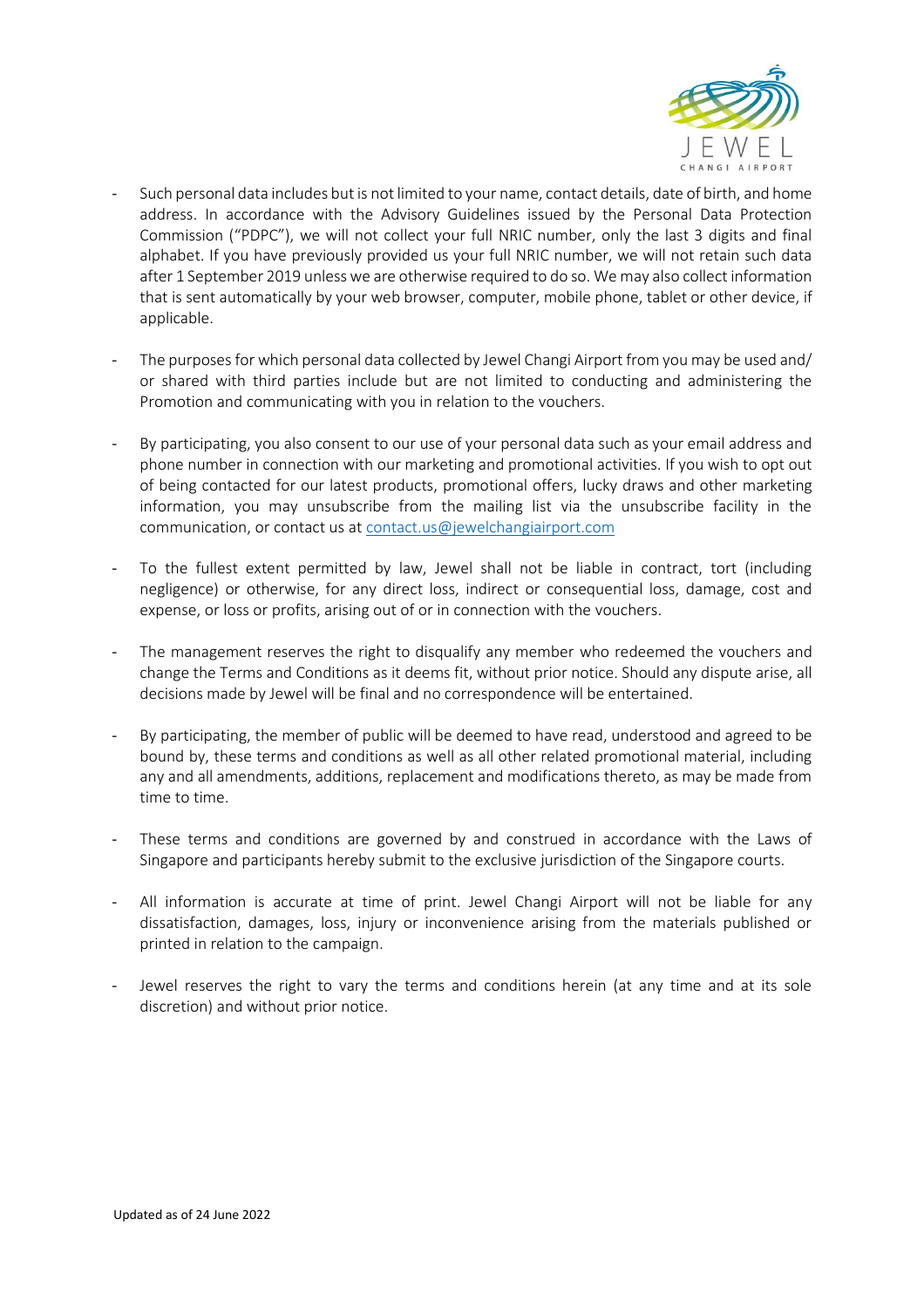- Such personal data includes but is not limited to your name, contact details, date of birth, and home address. In accordance with the Advisory Guidelines issued by the Personal Data Protection Commission ("PDPC"), we will not collect your full NRIC number, only the last 3 digits and final alphabet. If you have previously provided us your full NRIC number, we will not retain such data after 1 September 2019 unless we are otherwise required to do so. We may also collect information that is sent automatically by your web browser, computer, mobile phone, tablet or other device, if applicable.

- The purposes for which personal data collected by Jewel Changi Airport from you may be used and/ or shared with third parties include but are not limited to conducting and administering the Promotion and communicating with you in relation to the vouchers.

- By participating, you also consent to our use of your personal data such as your email address and phone number in connection with our marketing and promotional activities. If you wish to opt out of being contacted for our latest products, promotional offers, lucky draws and other marketing information, you may unsubscribe from the mailing list via the unsubscribe facility in the communication, or contact us at contact.us@jewelchangiairport.com

- To the fullest extent permitted by law, Jewel shall not be liable in contract, tort (including negligence) or otherwise, for any direct loss, indirect or consequential loss, damage, cost and expense, or loss or profits, arising out of or in connection with the vouchers.

- The management reserves the right to disqualify any member who redeemed the vouchers and change the Terms and Conditions as it deems fit, without prior notice. Should any dispute arise, all decisions made by Jewel will be final and no correspondence will be entertained.

- By participating, the member of public will be deemed to have read, understood and agreed to be bound by, these terms and conditions as well as all other related promotional material, including any and all amendments, additions, replacement and modifications thereto, as may be made from time to time.

- These terms and conditions are governed by and construed in accordance with the Laws of Singapore and participants hereby submit to the exclusive jurisdiction of the Singapore courts.

- All information is accurate at time of print. Jewel Changi Airport will not be liable for any dissatisfaction, damages, loss, injury or inconvenience arising from the materials published or printed in relation to the campaign.

- Jewel reserves the right to vary the terms and conditions herein (at any time and at its sole discretion) and without prior notice.

Updated as of 24 June 2022